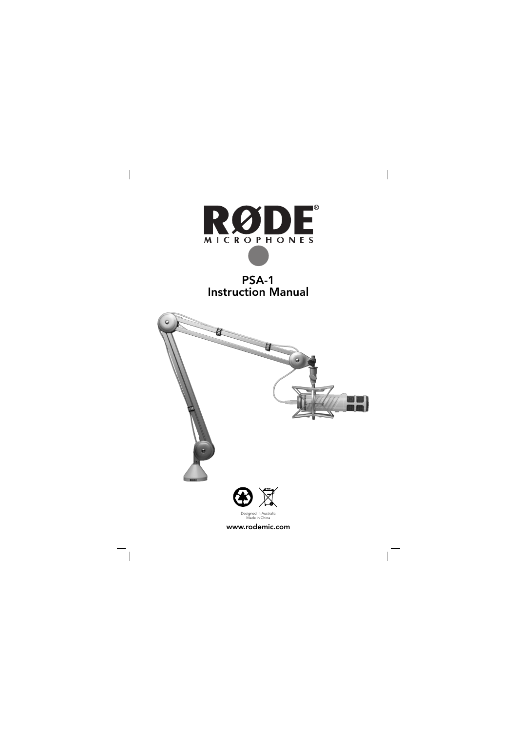RØDE®
MICROPHONES

# PSA-1
# Instruction Manual

Designed in Australia
Made in China

www.rodemic.com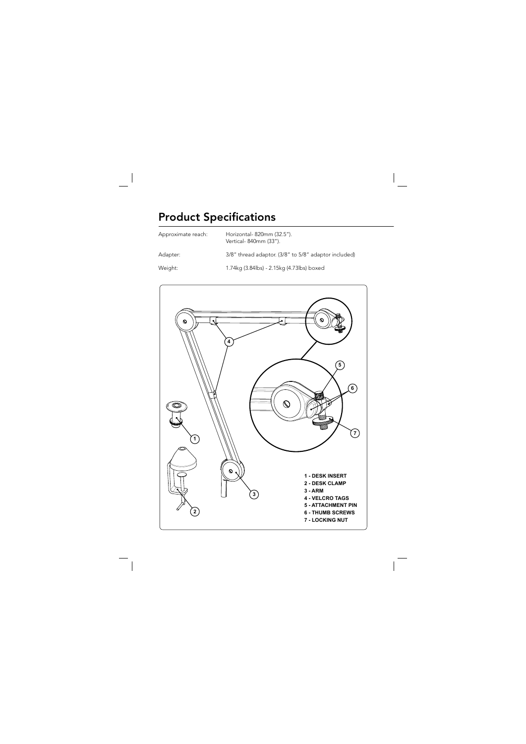## Product Specifications

| | |
|---|---|
| Approximate reach: | Horizontal- 820mm (32.5").<br>Vertical- 840mm (33"). |
| Adapter: | 3/8" thread adaptor. (3/8" to 5/8" adaptor included) |
| Weight: | 1.74kg (3.84lbs) - 2.15kg (4.73lbs) boxed |

1 - DESK INSERT
2 - DESK CLAMP
3 - ARM
4 - VELCRO TAGS
5 - ATTACHMENT PIN
6 - THUMB SCREWS
7 - LOCKING NUT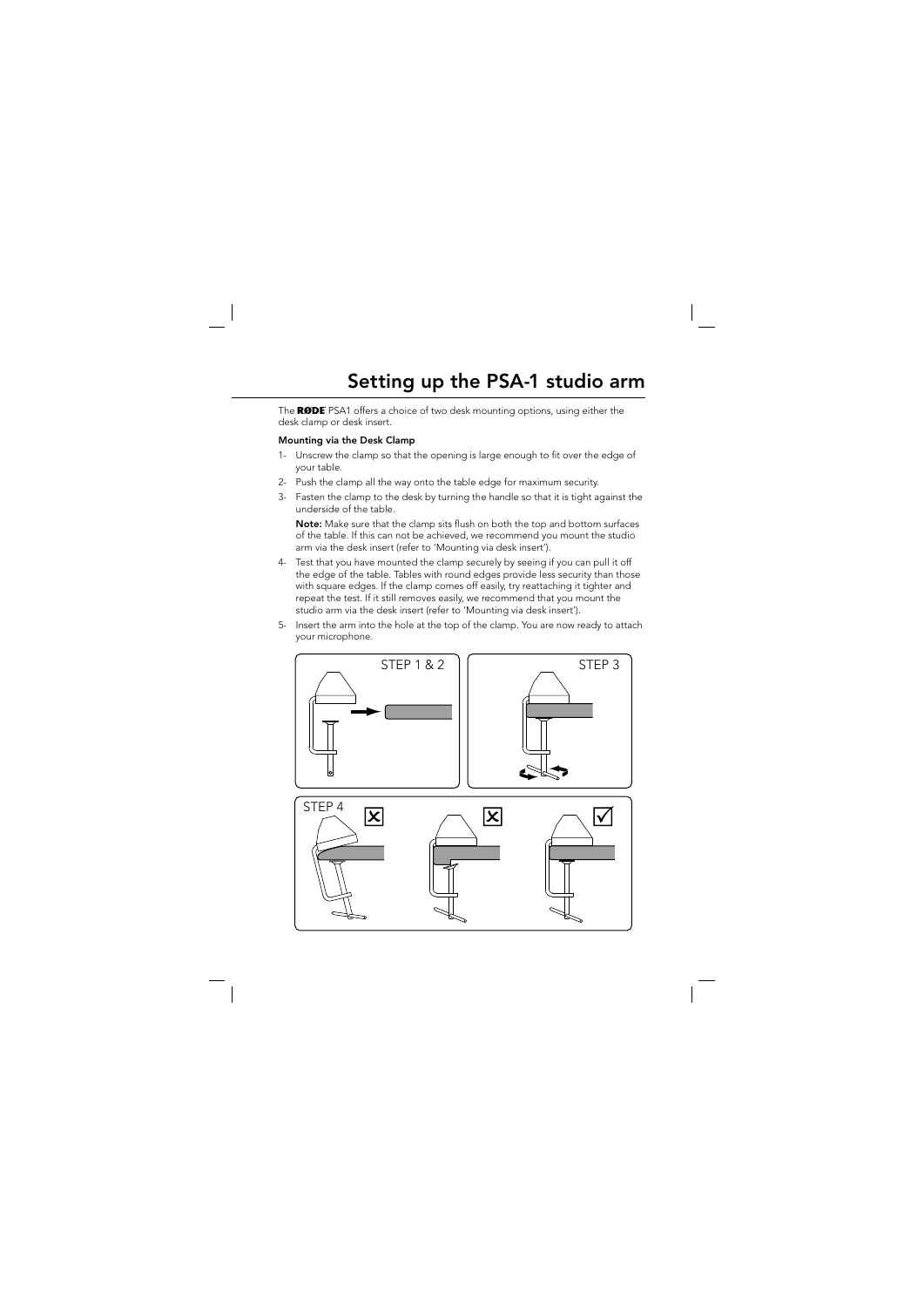# Setting up the PSA-1 studio arm

The **RØDE** PSA1 offers a choice of two desk mounting options, using either the desk clamp or desk insert.

**Mounting via the Desk Clamp**

1- Unscrew the clamp so that the opening is large enough to fit over the edge of your table.

2- Push the clamp all the way onto the table edge for maximum security.

3- Fasten the clamp to the desk by turning the handle so that it is tight against the underside of the table.

   **Note:** Make sure that the clamp sits flush on both the top and bottom surfaces of the table. If this can not be achieved, we recommend you mount the studio arm via the desk insert (refer to 'Mounting via desk insert').

4- Test that you have mounted the clamp securely by seeing if you can pull it off the edge of the table. Tables with round edges provide less security than those with square edges. If the clamp comes off easily, try reattaching it tighter and repeat the test. If it still removes easily, we recommend that you mount the studio arm via the desk insert (refer to 'Mounting via desk insert').

5- Insert the arm into the hole at the top of the clamp. You are now ready to attach your microphone.

STEP 1 & 2

STEP 3

STEP 4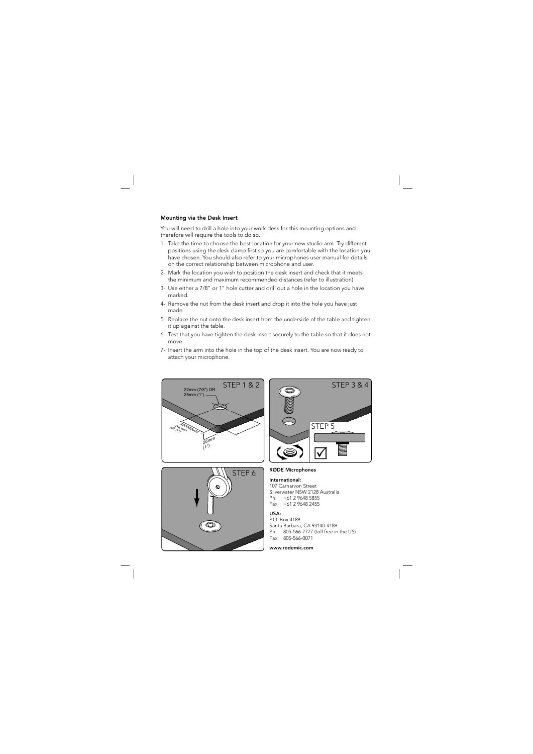**Mounting via the Desk Insert**

You will need to drill a hole into your work desk for this mounting options and therefore will require the tools to do so.

1- Take the time to choose the best location for your new studio arm. Try different positions using the desk clamp first so you are comfortable with the location you have chosen. You should also refer to your microphones user manual for details on the correct relationship between microphone and user.

2- Mark the location you wish to position the desk insert and check that it meets the minimum and maximum recommended distances (refer to illustration)

3- Use either a 7/8" or 1" hole cutter and drill out a hole in the location you have marked.

4- Remove the nut from the desk insert and drop it into the hole you have just made.

5- Replace the nut onto the desk insert from the underside of the table and tighten it up against the table.

6- Test that you have tighten the desk insert securely to the table so that it does not move.

7- Insert the arm into the hole in the top of the desk insert. You are now ready to attach your microphone.

STEP 1 & 2

22mm (7/8") OR
25mm (1")

MINIMUM
64mm
(2.5")

25mm
(1")

STEP 3 & 4

STEP 5

STEP 6

**RØDE Microphones**

**International:**
107 Carnarvon Street
Silverwater NSW 2128 Australia
Ph: +61 2 9648 5855
Fax: +61 2 9648 2455

**USA:**
P.O. Box 4189
Santa Barbara, CA 93140-4189
Ph: 805-566-7777 (toll free in the US)
Fax: 805-566-0071

**www.rodemic.com**